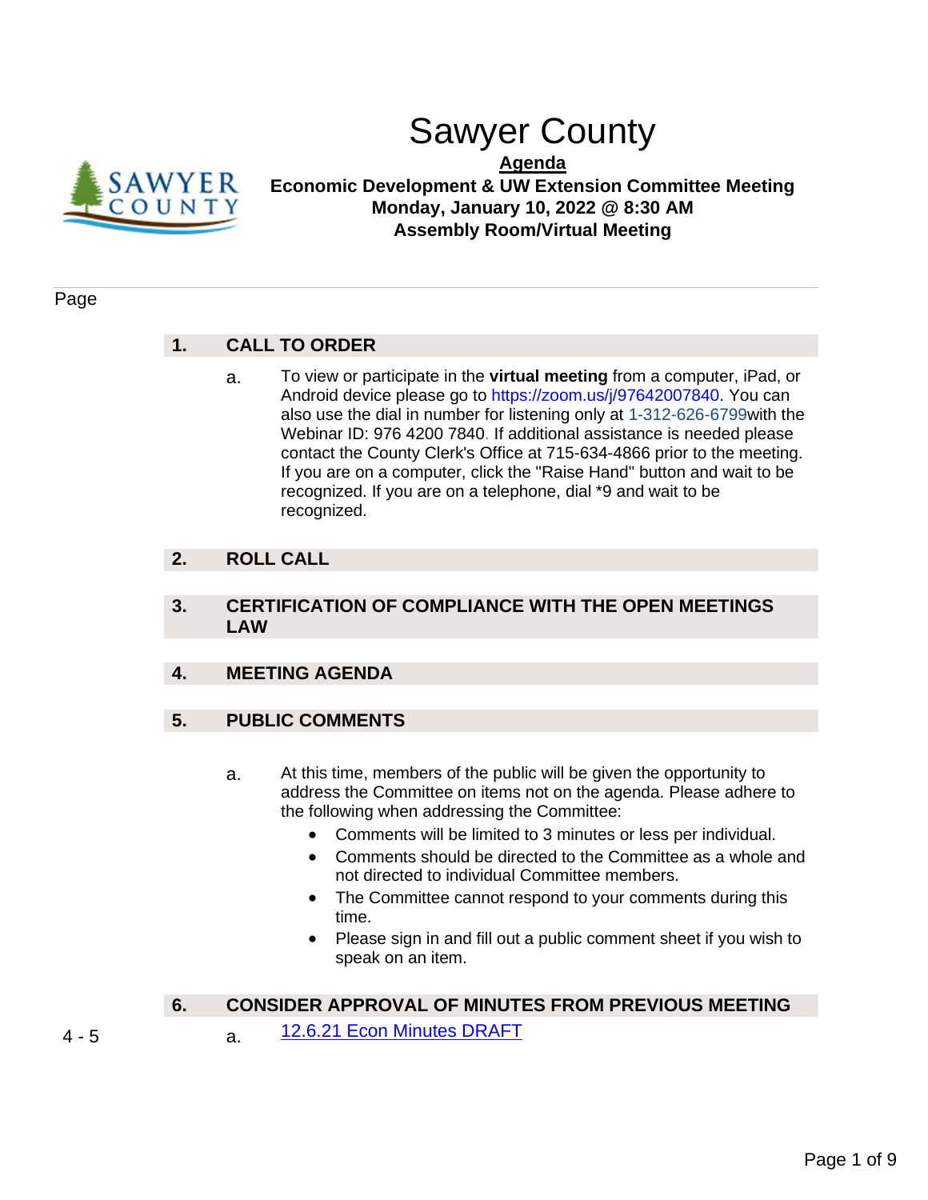# Sawyer County

**Agenda**

**Economic Development & UW Extension Committee Meeting**
**Monday, January 10, 2022 @ 8:30 AM**
**Assembly Room/Virtual Meeting**

Page

## 1. CALL TO ORDER

a. To view or participate in the **virtual meeting** from a computer, iPad, or Android device please go to https://zoom.us/j/97642007840. You can also use the dial in number for listening only at 1-312-626-6799with the Webinar ID: 976 4200 7840. If additional assistance is needed please contact the County Clerk's Office at 715-634-4866 prior to the meeting. If you are on a computer, click the "Raise Hand" button and wait to be recognized. If you are on a telephone, dial *9 and wait to be recognized.

## 2. ROLL CALL

## 3. CERTIFICATION OF COMPLIANCE WITH THE OPEN MEETINGS LAW

## 4. MEETING AGENDA

## 5. PUBLIC COMMENTS

a. At this time, members of the public will be given the opportunity to address the Committee on items not on the agenda. Please adhere to the following when addressing the Committee:

- Comments will be limited to 3 minutes or less per individual.
- Comments should be directed to the Committee as a whole and not directed to individual Committee members.
- The Committee cannot respond to your comments during this time.
- Please sign in and fill out a public comment sheet if you wish to speak on an item.

## 6. CONSIDER APPROVAL OF MINUTES FROM PREVIOUS MEETING

4 - 5 a. 12.6.21 Econ Minutes DRAFT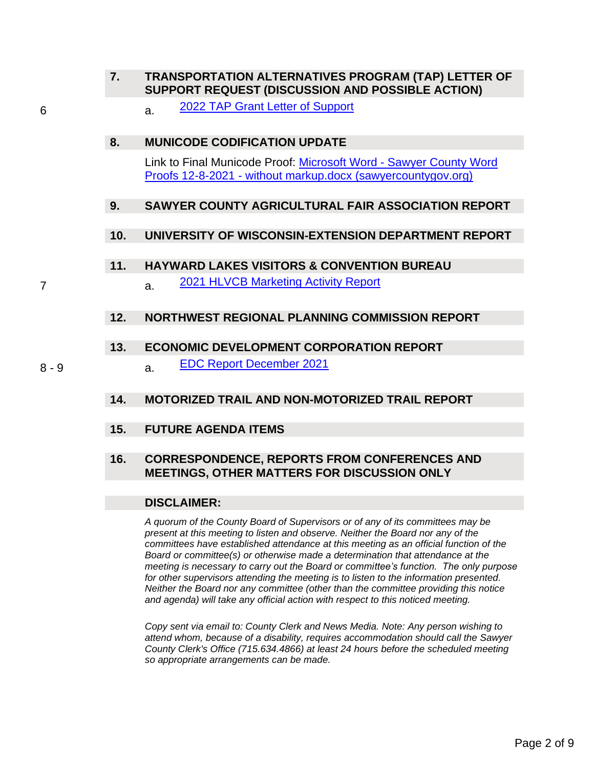## 7. TRANSPORTATION ALTERNATIVES PROGRAM (TAP) LETTER OF SUPPORT REQUEST (DISCUSSION AND POSSIBLE ACTION)

6 a. 2022 TAP Grant Letter of Support

## 8. MUNICODE CODIFICATION UPDATE

Link to Final Municode Proof: Microsoft Word - Sawyer County Word Proofs 12-8-2021 - without markup.docx (sawyercountygov.org)

## 9. SAWYER COUNTY AGRICULTURAL FAIR ASSOCIATION REPORT

## 10. UNIVERSITY OF WISCONSIN-EXTENSION DEPARTMENT REPORT

## 11. HAYWARD LAKES VISITORS & CONVENTION BUREAU

7 a. 2021 HLVCB Marketing Activity Report

## 12. NORTHWEST REGIONAL PLANNING COMMISSION REPORT

## 13. ECONOMIC DEVELOPMENT CORPORATION REPORT

8 - 9 a. EDC Report December 2021

## 14. MOTORIZED TRAIL AND NON-MOTORIZED TRAIL REPORT

## 15. FUTURE AGENDA ITEMS

## 16. CORRESPONDENCE, REPORTS FROM CONFERENCES AND MEETINGS, OTHER MATTERS FOR DISCUSSION ONLY

## DISCLAIMER:

*A quorum of the County Board of Supervisors or of any of its committees may be present at this meeting to listen and observe. Neither the Board nor any of the committees have established attendance at this meeting as an official function of the Board or committee(s) or otherwise made a determination that attendance at the meeting is necessary to carry out the Board or committee's function. The only purpose for other supervisors attending the meeting is to listen to the information presented. Neither the Board nor any committee (other than the committee providing this notice and agenda) will take any official action with respect to this noticed meeting.*

*Copy sent via email to: County Clerk and News Media. Note: Any person wishing to attend whom, because of a disability, requires accommodation should call the Sawyer County Clerk's Office (715.634.4866) at least 24 hours before the scheduled meeting so appropriate arrangements can be made.*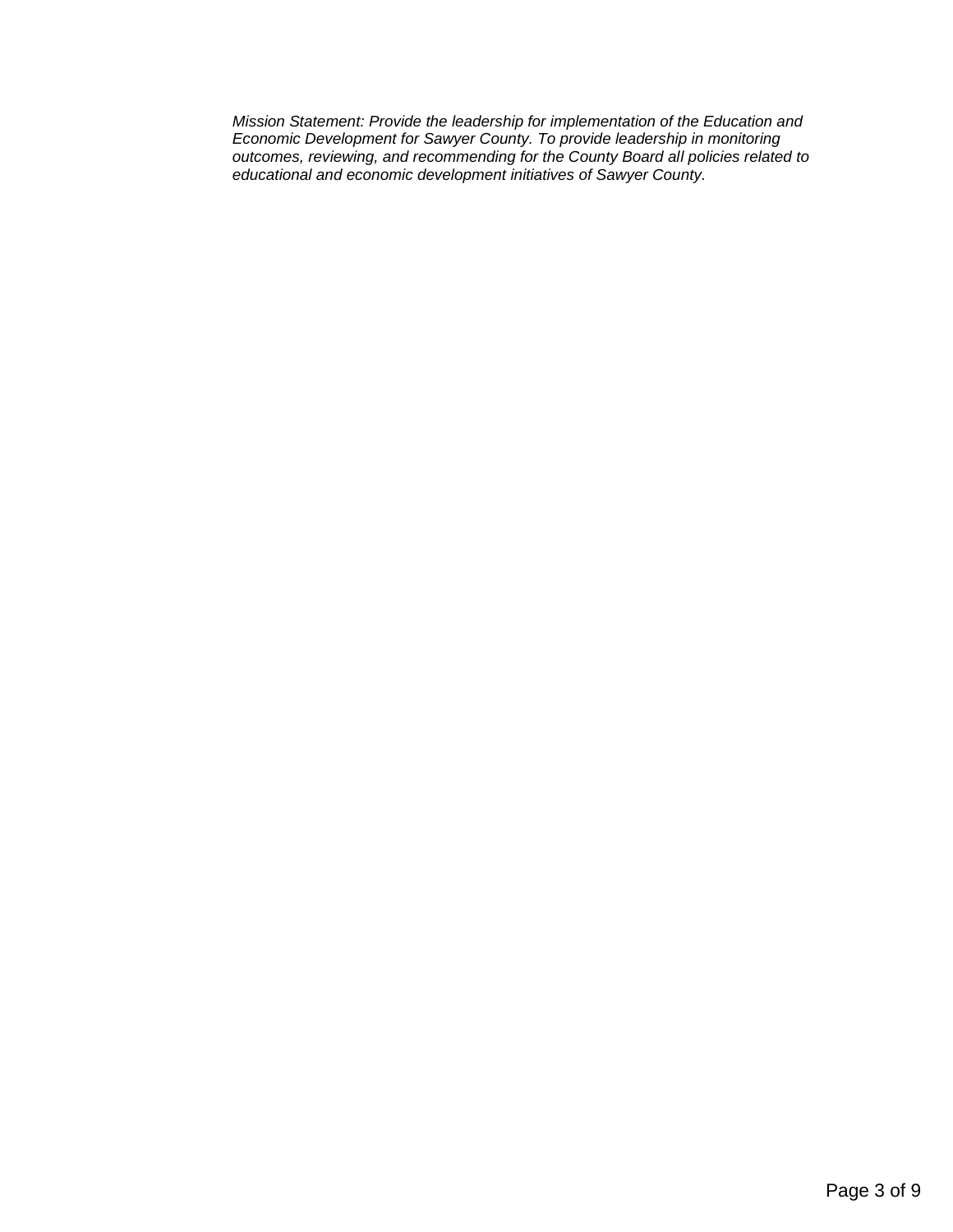*Mission Statement: Provide the leadership for implementation of the Education and Economic Development for Sawyer County. To provide leadership in monitoring outcomes, reviewing, and recommending for the County Board all policies related to educational and economic development initiatives of Sawyer County.*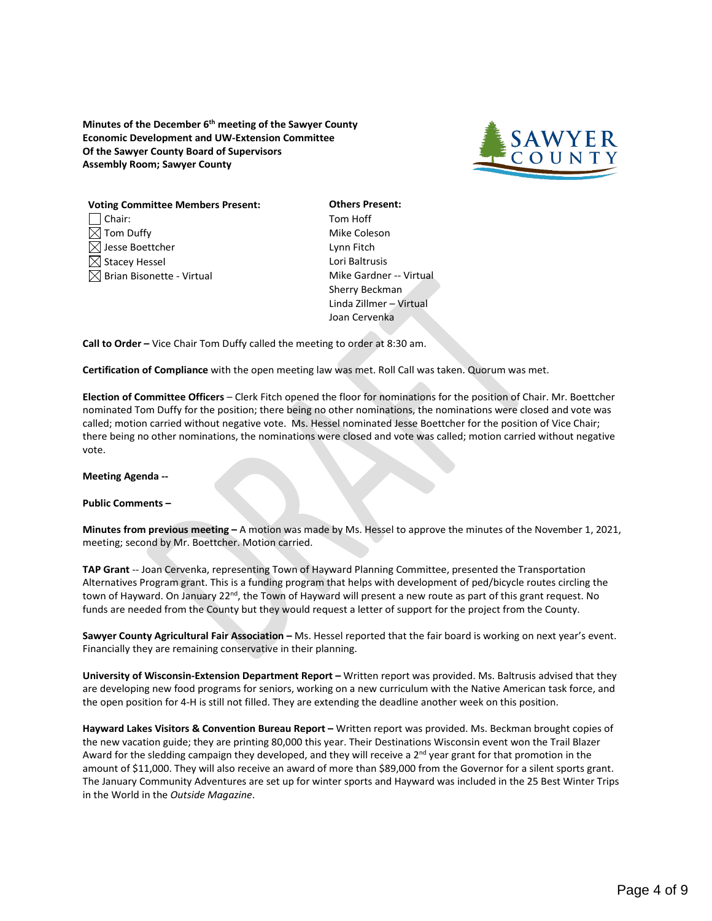**Minutes of the December 6th meeting of the Sawyer County Economic Development and UW-Extension Committee Of the Sawyer County Board of Supervisors Assembly Room; Sawyer County**

**Voting Committee Members Present:**

- ☐ Chair:
- ☒ Tom Duffy
- ☒ Jesse Boettcher
- ☒ Stacey Hessel
- ☒ Brian Bisonette - Virtual

**Others Present:**

Tom Hoff
Mike Coleson
Lynn Fitch
Lori Baltrusis
Mike Gardner -- Virtual
Sherry Beckman
Linda Zillmer – Virtual
Joan Cervenka

**Call to Order –** Vice Chair Tom Duffy called the meeting to order at 8:30 am.

**Certification of Compliance** with the open meeting law was met. Roll Call was taken. Quorum was met.

**Election of Committee Officers** – Clerk Fitch opened the floor for nominations for the position of Chair. Mr. Boettcher nominated Tom Duffy for the position; there being no other nominations, the nominations were closed and vote was called; motion carried without negative vote. Ms. Hessel nominated Jesse Boettcher for the position of Vice Chair; there being no other nominations, the nominations were closed and vote was called; motion carried without negative vote.

**Meeting Agenda --**

**Public Comments –**

**Minutes from previous meeting –** A motion was made by Ms. Hessel to approve the minutes of the November 1, 2021, meeting; second by Mr. Boettcher. Motion carried.

**TAP Grant** -- Joan Cervenka, representing Town of Hayward Planning Committee, presented the Transportation Alternatives Program grant. This is a funding program that helps with development of ped/bicycle routes circling the town of Hayward. On January 22nd, the Town of Hayward will present a new route as part of this grant request. No funds are needed from the County but they would request a letter of support for the project from the County.

**Sawyer County Agricultural Fair Association –** Ms. Hessel reported that the fair board is working on next year's event. Financially they are remaining conservative in their planning.

**University of Wisconsin-Extension Department Report –** Written report was provided. Ms. Baltrusis advised that they are developing new food programs for seniors, working on a new curriculum with the Native American task force, and the open position for 4-H is still not filled. They are extending the deadline another week on this position.

**Hayward Lakes Visitors & Convention Bureau Report –** Written report was provided. Ms. Beckman brought copies of the new vacation guide; they are printing 80,000 this year. Their Destinations Wisconsin event won the Trail Blazer Award for the sledding campaign they developed, and they will receive a 2nd year grant for that promotion in the amount of $11,000. They will also receive an award of more than $89,000 from the Governor for a silent sports grant. The January Community Adventures are set up for winter sports and Hayward was included in the 25 Best Winter Trips in the World in the *Outside Magazine*.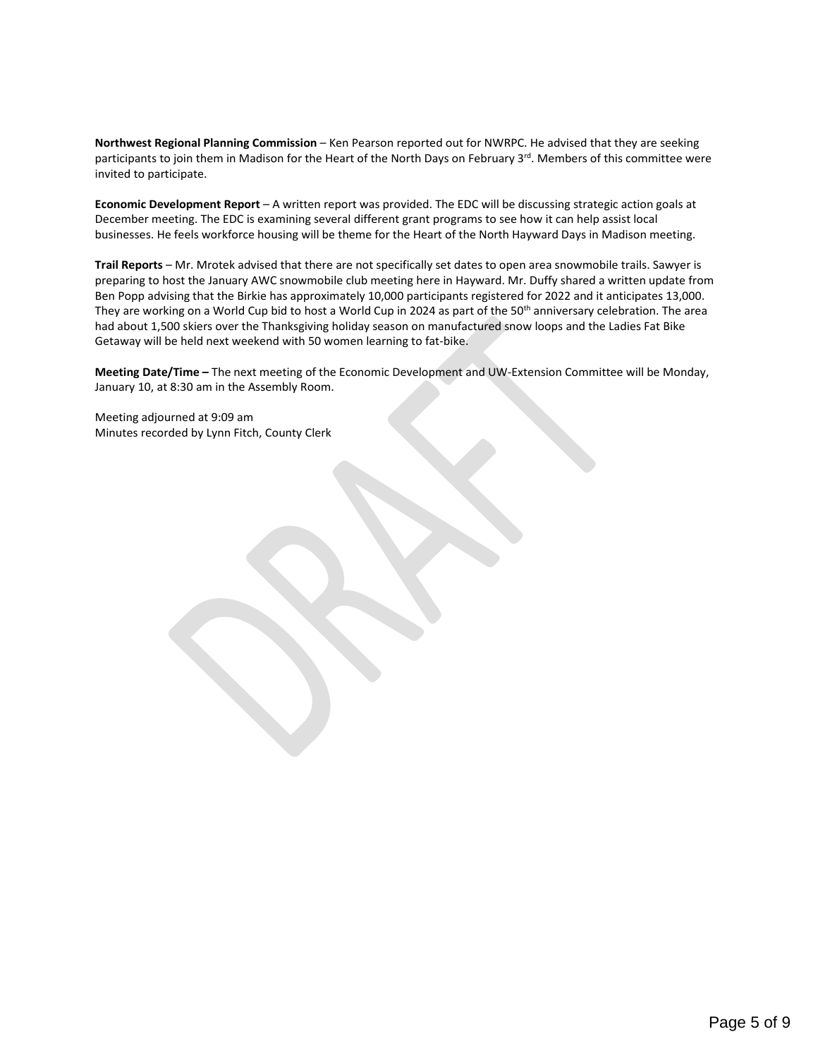**Northwest Regional Planning Commission** – Ken Pearson reported out for NWRPC. He advised that they are seeking participants to join them in Madison for the Heart of the North Days on February 3rd. Members of this committee were invited to participate.

**Economic Development Report** – A written report was provided. The EDC will be discussing strategic action goals at December meeting. The EDC is examining several different grant programs to see how it can help assist local businesses. He feels workforce housing will be theme for the Heart of the North Hayward Days in Madison meeting.

**Trail Reports** – Mr. Mrotek advised that there are not specifically set dates to open area snowmobile trails. Sawyer is preparing to host the January AWC snowmobile club meeting here in Hayward. Mr. Duffy shared a written update from Ben Popp advising that the Birkie has approximately 10,000 participants registered for 2022 and it anticipates 13,000. They are working on a World Cup bid to host a World Cup in 2024 as part of the 50th anniversary celebration. The area had about 1,500 skiers over the Thanksgiving holiday season on manufactured snow loops and the Ladies Fat Bike Getaway will be held next weekend with 50 women learning to fat-bike.

**Meeting Date/Time –** The next meeting of the Economic Development and UW-Extension Committee will be Monday, January 10, at 8:30 am in the Assembly Room.

Meeting adjourned at 9:09 am
Minutes recorded by Lynn Fitch, County Clerk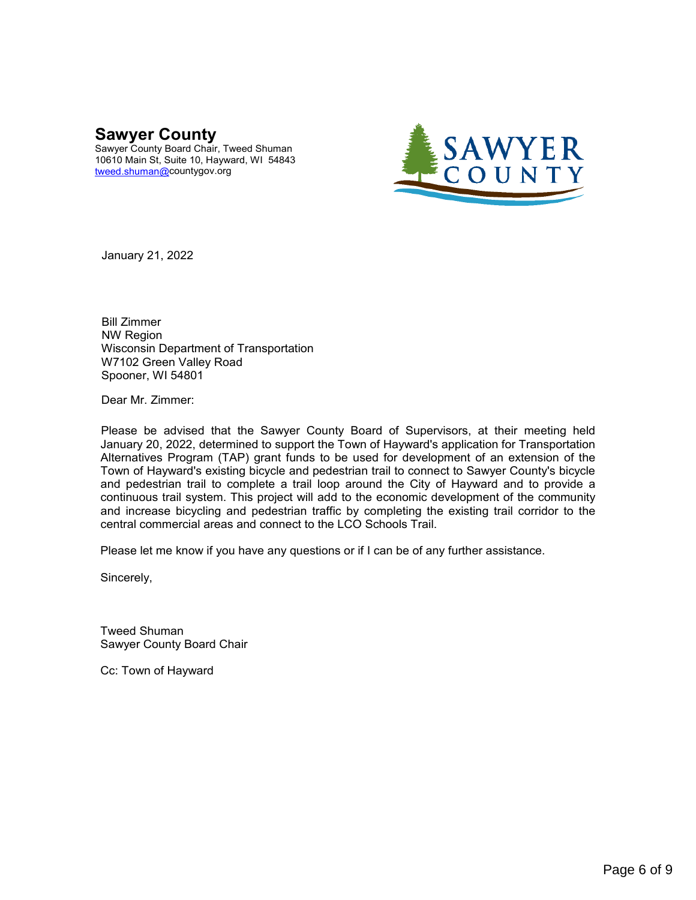# Sawyer County

Sawyer County Board Chair, Tweed Shuman
10610 Main St, Suite 10, Hayward, WI 54843
tweed.shuman@countygov.org

January 21, 2022

Bill Zimmer
NW Region
Wisconsin Department of Transportation
W7102 Green Valley Road
Spooner, WI 54801

Dear Mr. Zimmer:

Please be advised that the Sawyer County Board of Supervisors, at their meeting held January 20, 2022, determined to support the Town of Hayward's application for Transportation Alternatives Program (TAP) grant funds to be used for development of an extension of the Town of Hayward's existing bicycle and pedestrian trail to connect to Sawyer County's bicycle and pedestrian trail to complete a trail loop around the City of Hayward and to provide a continuous trail system. This project will add to the economic development of the community and increase bicycling and pedestrian traffic by completing the existing trail corridor to the central commercial areas and connect to the LCO Schools Trail.

Please let me know if you have any questions or if I can be of any further assistance.

Sincerely,

Tweed Shuman
Sawyer County Board Chair

Cc: Town of Hayward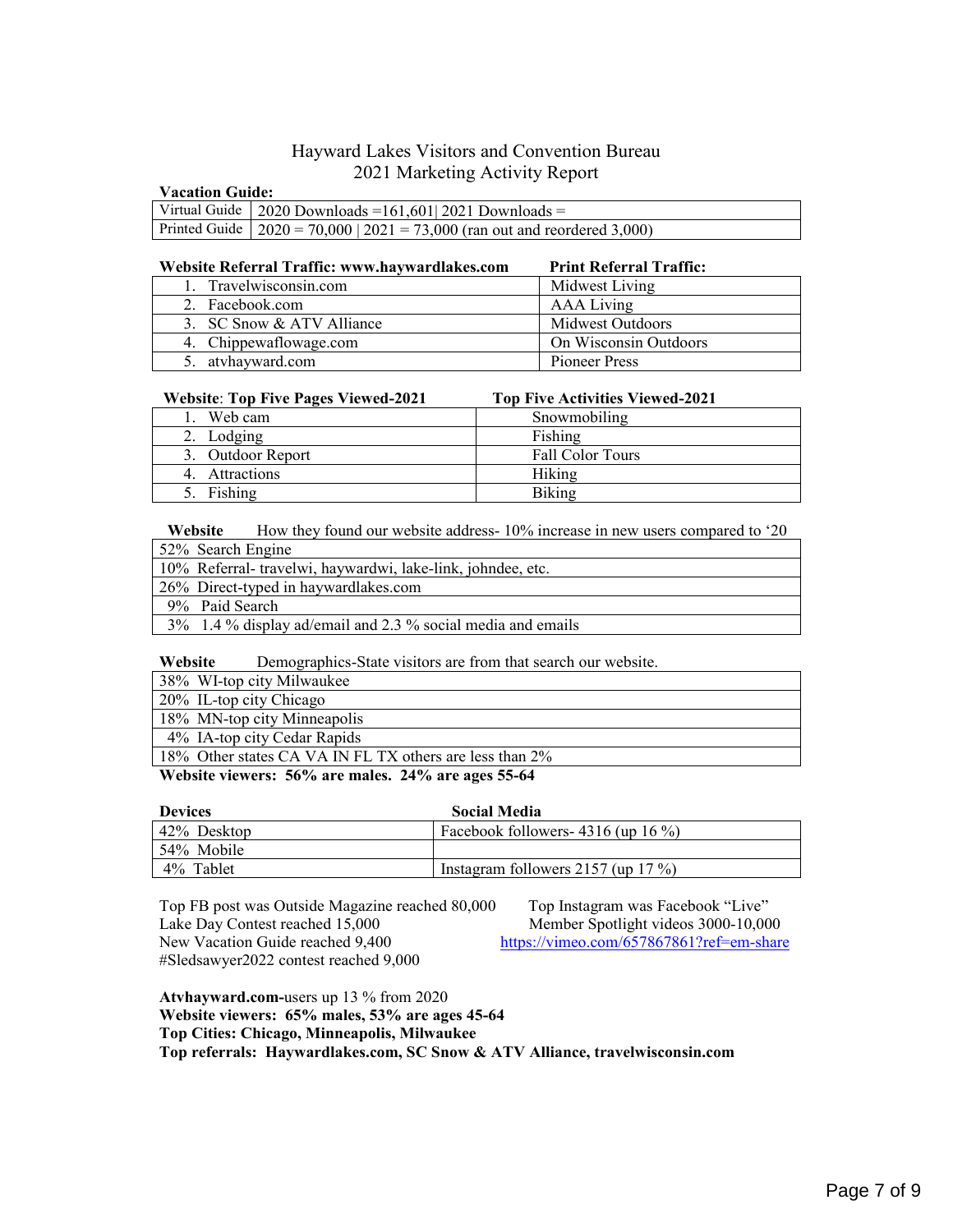# Hayward Lakes Visitors and Convention Bureau
## 2021 Marketing Activity Report

**Vacation Guide:**

| | |
|---|---|
| Virtual Guide | 2020 Downloads =161,601\| 2021 Downloads = |
| Printed Guide | 2020 = 70,000 \| 2021 = 73,000 (ran out and reordered 3,000) |

| **Website Referral Traffic: www.haywardlakes.com** | **Print Referral Traffic:** |
|---|---|
| 1. Travelwisconsin.com | Midwest Living |
| 2. Facebook.com | AAA Living |
| 3. SC Snow & ATV Alliance | Midwest Outdoors |
| 4. Chippewaflowage.com | On Wisconsin Outdoors |
| 5. atvhayward.com | Pioneer Press |

| **Website: Top Five Pages Viewed-2021** | **Top Five Activities Viewed-2021** |
|---|---|
| 1. Web cam | Snowmobiling |
| 2. Lodging | Fishing |
| 3. Outdoor Report | Fall Color Tours |
| 4. Attractions | Hiking |
| 5. Fishing | Biking |

**Website** How they found our website address- 10% increase in new users compared to '20

| |
|---|
| 52% Search Engine |
| 10% Referral- travelwi, haywardwi, lake-link, johndee, etc. |
| 26% Direct-typed in haywardlakes.com |
| 9% Paid Search |
| 3% 1.4 % display ad/email and 2.3 % social media and emails |

**Website** Demographics-State visitors are from that search our website.

| |
|---|
| 38% WI-top city Milwaukee |
| 20% IL-top city Chicago |
| 18% MN-top city Minneapolis |
| 4% IA-top city Cedar Rapids |
| 18% Other states CA VA IN FL TX others are less than 2% |

**Website viewers: 56% are males. 24% are ages 55-64**

| **Devices** | **Social Media** |
|---|---|
| 42% Desktop | Facebook followers- 4316 (up 16 %) |
| 54% Mobile | |
| 4% Tablet | Instagram followers 2157 (up 17 %) |

Top FB post was Outside Magazine reached 80,000
Lake Day Contest reached 15,000
New Vacation Guide reached 9,400
#Sledsawyer2022 contest reached 9,000

Top Instagram was Facebook "Live"
Member Spotlight videos 3000-10,000
https://vimeo.com/657867861?ref=em-share

**Atvhayward.com-**users up 13 % from 2020
**Website viewers: 65% males, 53% are ages 45-64**
**Top Cities: Chicago, Minneapolis, Milwaukee**
**Top referrals: Haywardlakes.com, SC Snow & ATV Alliance, travelwisconsin.com**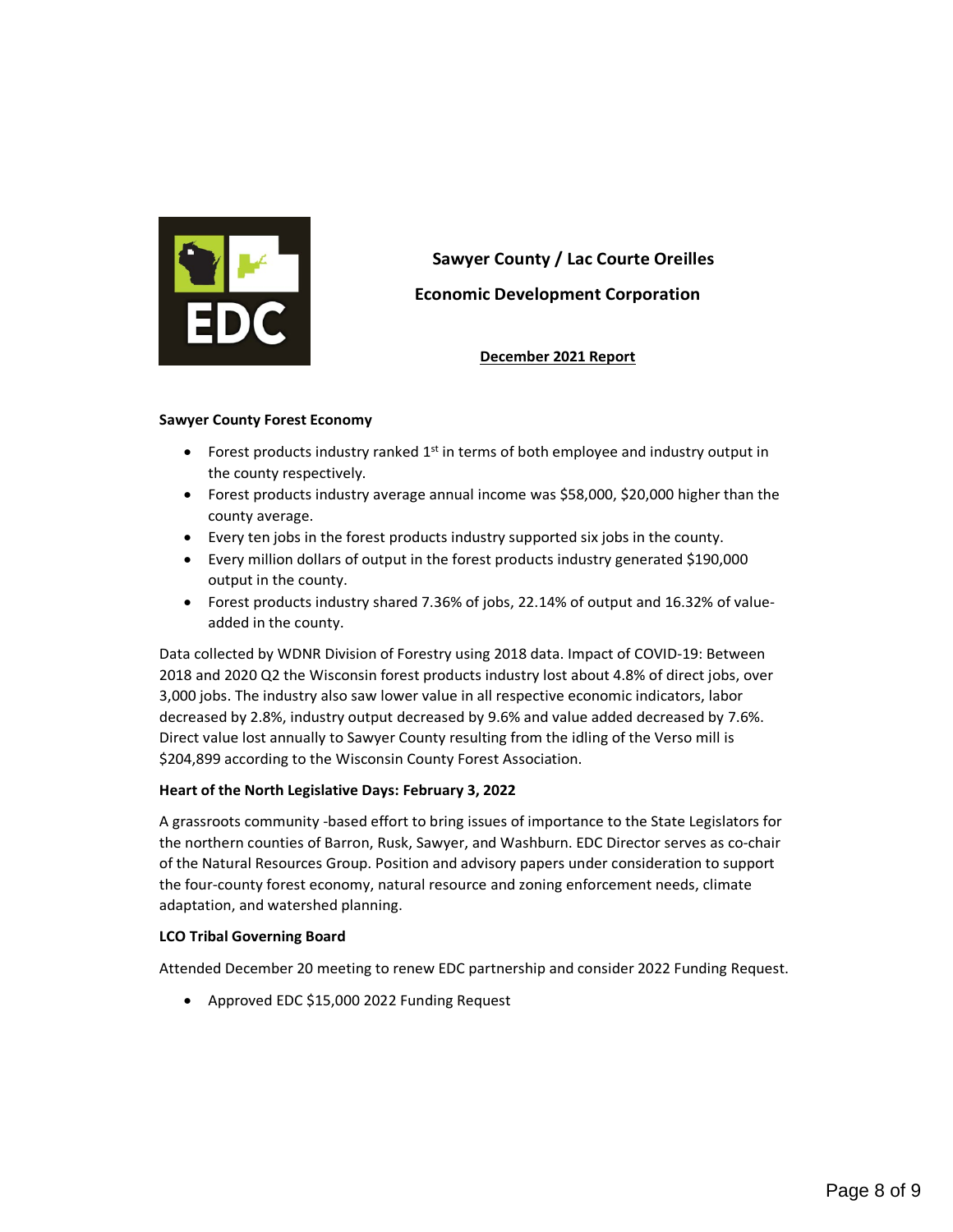# Sawyer County / Lac Courte Oreilles

## Economic Development Corporation

**December 2021 Report**

**Sawyer County Forest Economy**

- Forest products industry ranked 1st in terms of both employee and industry output in the county respectively.
- Forest products industry average annual income was $58,000, $20,000 higher than the county average.
- Every ten jobs in the forest products industry supported six jobs in the county.
- Every million dollars of output in the forest products industry generated $190,000 output in the county.
- Forest products industry shared 7.36% of jobs, 22.14% of output and 16.32% of value-added in the county.

Data collected by WDNR Division of Forestry using 2018 data. Impact of COVID-19: Between 2018 and 2020 Q2 the Wisconsin forest products industry lost about 4.8% of direct jobs, over 3,000 jobs. The industry also saw lower value in all respective economic indicators, labor decreased by 2.8%, industry output decreased by 9.6% and value added decreased by 7.6%. Direct value lost annually to Sawyer County resulting from the idling of the Verso mill is $204,899 according to the Wisconsin County Forest Association.

**Heart of the North Legislative Days: February 3, 2022**

A grassroots community -based effort to bring issues of importance to the State Legislators for the northern counties of Barron, Rusk, Sawyer, and Washburn. EDC Director serves as co-chair of the Natural Resources Group. Position and advisory papers under consideration to support the four-county forest economy, natural resource and zoning enforcement needs, climate adaptation, and watershed planning.

**LCO Tribal Governing Board**

Attended December 20 meeting to renew EDC partnership and consider 2022 Funding Request.

- Approved EDC $15,000 2022 Funding Request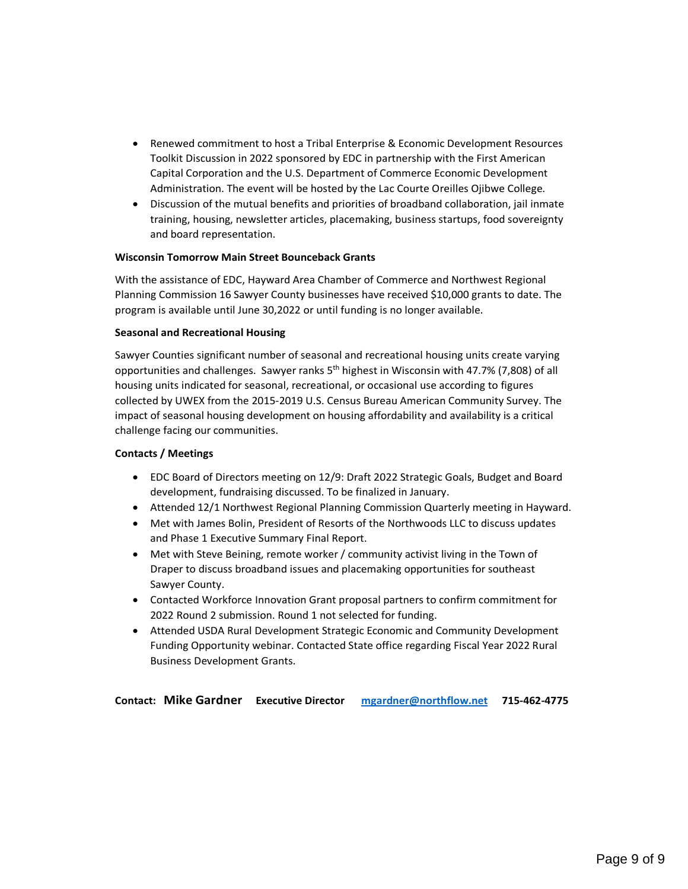- Renewed commitment to host a Tribal Enterprise & Economic Development Resources Toolkit Discussion in 2022 sponsored by EDC in partnership with the First American Capital Corporation and the U.S. Department of Commerce Economic Development Administration. The event will be hosted by the Lac Courte Oreilles Ojibwe College.
- Discussion of the mutual benefits and priorities of broadband collaboration, jail inmate training, housing, newsletter articles, placemaking, business startups, food sovereignty and board representation.

**Wisconsin Tomorrow Main Street Bounceback Grants**

With the assistance of EDC, Hayward Area Chamber of Commerce and Northwest Regional Planning Commission 16 Sawyer County businesses have received $10,000 grants to date. The program is available until June 30,2022 or until funding is no longer available.

**Seasonal and Recreational Housing**

Sawyer Counties significant number of seasonal and recreational housing units create varying opportunities and challenges. Sawyer ranks 5th highest in Wisconsin with 47.7% (7,808) of all housing units indicated for seasonal, recreational, or occasional use according to figures collected by UWEX from the 2015-2019 U.S. Census Bureau American Community Survey. The impact of seasonal housing development on housing affordability and availability is a critical challenge facing our communities.

**Contacts / Meetings**

- EDC Board of Directors meeting on 12/9: Draft 2022 Strategic Goals, Budget and Board development, fundraising discussed. To be finalized in January.
- Attended 12/1 Northwest Regional Planning Commission Quarterly meeting in Hayward.
- Met with James Bolin, President of Resorts of the Northwoods LLC to discuss updates and Phase 1 Executive Summary Final Report.
- Met with Steve Beining, remote worker / community activist living in the Town of Draper to discuss broadband issues and placemaking opportunities for southeast Sawyer County.
- Contacted Workforce Innovation Grant proposal partners to confirm commitment for 2022 Round 2 submission. Round 1 not selected for funding.
- Attended USDA Rural Development Strategic Economic and Community Development Funding Opportunity webinar. Contacted State office regarding Fiscal Year 2022 Rural Business Development Grants.

**Contact:** **Mike Gardner** **Executive Director** [mgardner@northflow.net](mailto:mgardner@northflow.net) **715-462-4775**